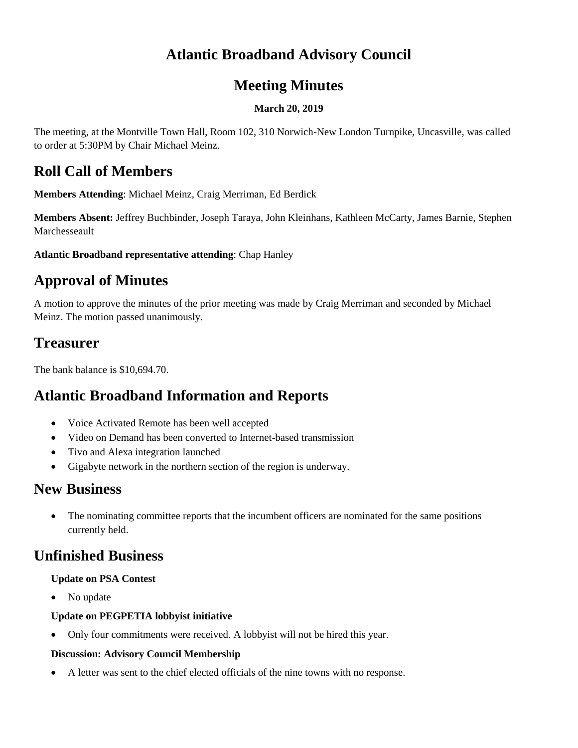# Atlantic Broadband Advisory Council

## Meeting Minutes

**March 20, 2019**

The meeting, at the Montville Town Hall, Room 102, 310 Norwich-New London Turnpike, Uncasville, was called to order at 5:30PM by Chair Michael Meinz.

## Roll Call of Members

**Members Attending**: Michael Meinz, Craig Merriman, Ed Berdick

**Members Absent:** Jeffrey Buchbinder, Joseph Taraya, John Kleinhans, Kathleen McCarty, James Barnie, Stephen Marchesseault

**Atlantic Broadband representative attending**: Chap Hanley

## Approval of Minutes

A motion to approve the minutes of the prior meeting was made by Craig Merriman and seconded by Michael Meinz. The motion passed unanimously.

## Treasurer

The bank balance is $10,694.70.

## Atlantic Broadband Information and Reports

- Voice Activated Remote has been well accepted
- Video on Demand has been converted to Internet-based transmission
- Tivo and Alexa integration launched
- Gigabyte network in the northern section of the region is underway.

## New Business

- The nominating committee reports that the incumbent officers are nominated for the same positions currently held.

## Unfinished Business

**Update on PSA Contest**

- No update

**Update on PEGPETIA lobbyist initiative**

- Only four commitments were received. A lobbyist will not be hired this year.

**Discussion: Advisory Council Membership**

- A letter was sent to the chief elected officials of the nine towns with no response.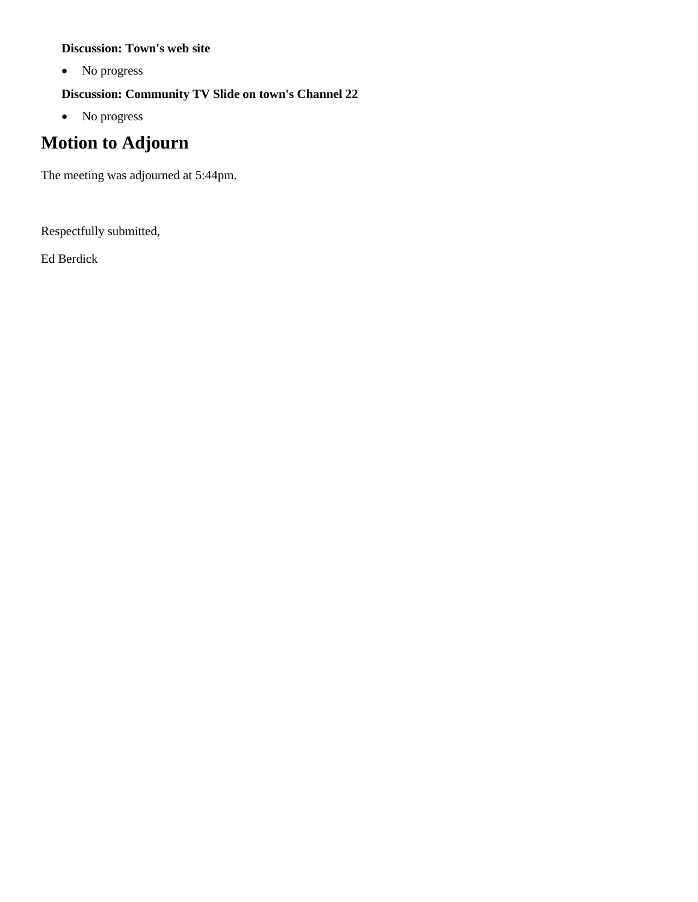**Discussion: Town's web site**

- No progress

**Discussion: Community TV Slide on town's Channel 22**

- No progress

# Motion to Adjourn

The meeting was adjourned at 5:44pm.

Respectfully submitted,

Ed Berdick